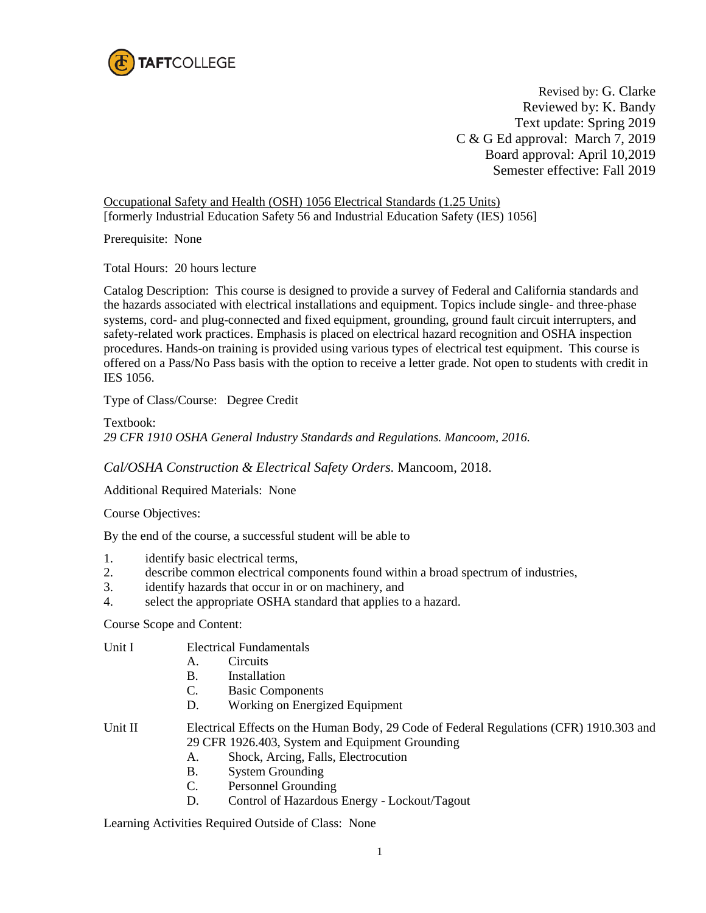TAFTCOLLEGE

Revised by: G. Clarke
Reviewed by: K. Bandy
Text update: Spring 2019
C & G Ed approval: March 7, 2019
Board approval: April 10,2019
Semester effective: Fall 2019

Occupational Safety and Health (OSH) 1056 Electrical Standards (1.25 Units)
[formerly Industrial Education Safety 56 and Industrial Education Safety (IES) 1056]

Prerequisite: None

Total Hours: 20 hours lecture

Catalog Description: This course is designed to provide a survey of Federal and California standards and the hazards associated with electrical installations and equipment. Topics include single- and three-phase systems, cord- and plug-connected and fixed equipment, grounding, ground fault circuit interrupters, and safety-related work practices. Emphasis is placed on electrical hazard recognition and OSHA inspection procedures. Hands-on training is provided using various types of electrical test equipment. This course is offered on a Pass/No Pass basis with the option to receive a letter grade. Not open to students with credit in IES 1056.

Type of Class/Course: Degree Credit

Textbook:
*29 CFR 1910 OSHA General Industry Standards and Regulations. Mancoom, 2016.*

*Cal/OSHA Construction & Electrical Safety Orders.* Mancoom, 2018.

Additional Required Materials: None

Course Objectives:

By the end of the course, a successful student will be able to

1. identify basic electrical terms,
2. describe common electrical components found within a broad spectrum of industries,
3. identify hazards that occur in or on machinery, and
4. select the appropriate OSHA standard that applies to a hazard.

Course Scope and Content:

Unit I Electrical Fundamentals
- A. Circuits
- B. Installation
- C. Basic Components
- D. Working on Energized Equipment

Unit II Electrical Effects on the Human Body, 29 Code of Federal Regulations (CFR) 1910.303 and 29 CFR 1926.403, System and Equipment Grounding
- A. Shock, Arcing, Falls, Electrocution
- B. System Grounding
- C. Personnel Grounding
- D. Control of Hazardous Energy - Lockout/Tagout

Learning Activities Required Outside of Class: None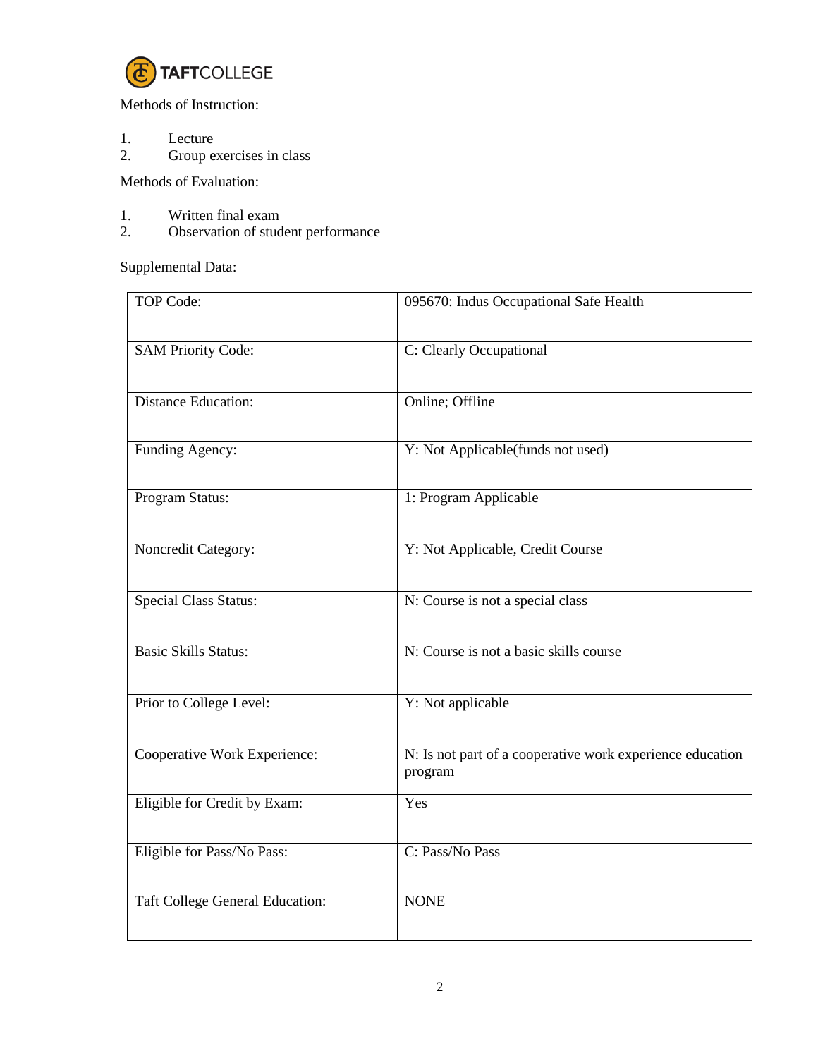Methods of Instruction:

1. Lecture
2. Group exercises in class

Methods of Evaluation:

1. Written final exam
2. Observation of student performance

Supplemental Data:

| | |
|---|---|
| TOP Code: | 095670: Indus Occupational Safe Health |
| SAM Priority Code: | C: Clearly Occupational |
| Distance Education: | Online; Offline |
| Funding Agency: | Y: Not Applicable(funds not used) |
| Program Status: | 1: Program Applicable |
| Noncredit Category: | Y: Not Applicable, Credit Course |
| Special Class Status: | N: Course is not a special class |
| Basic Skills Status: | N: Course is not a basic skills course |
| Prior to College Level: | Y: Not applicable |
| Cooperative Work Experience: | N: Is not part of a cooperative work experience education program |
| Eligible for Credit by Exam: | Yes |
| Eligible for Pass/No Pass: | C: Pass/No Pass |
| Taft College General Education: | NONE |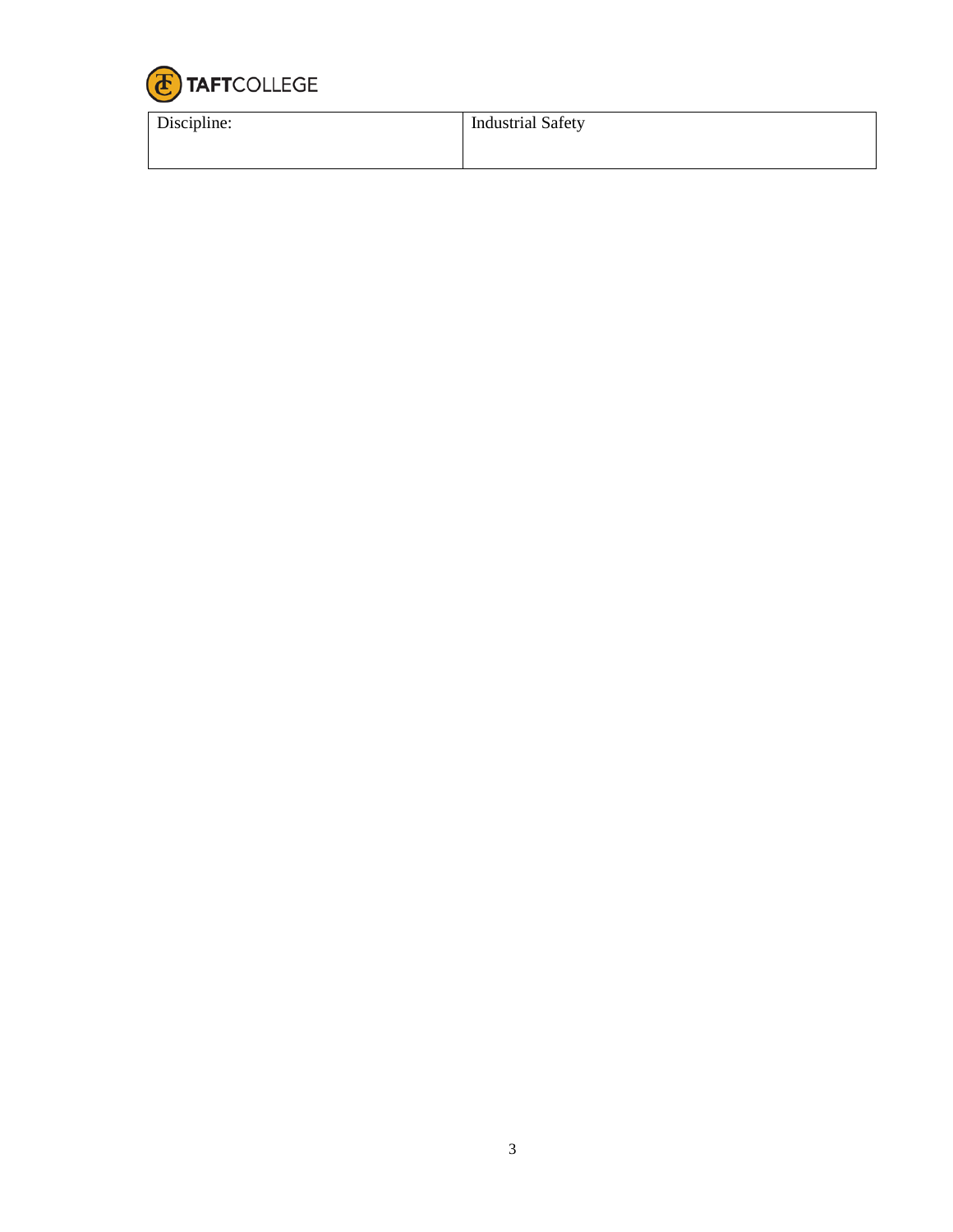| | |
|---|---|
| Discipline: | Industrial Safety |